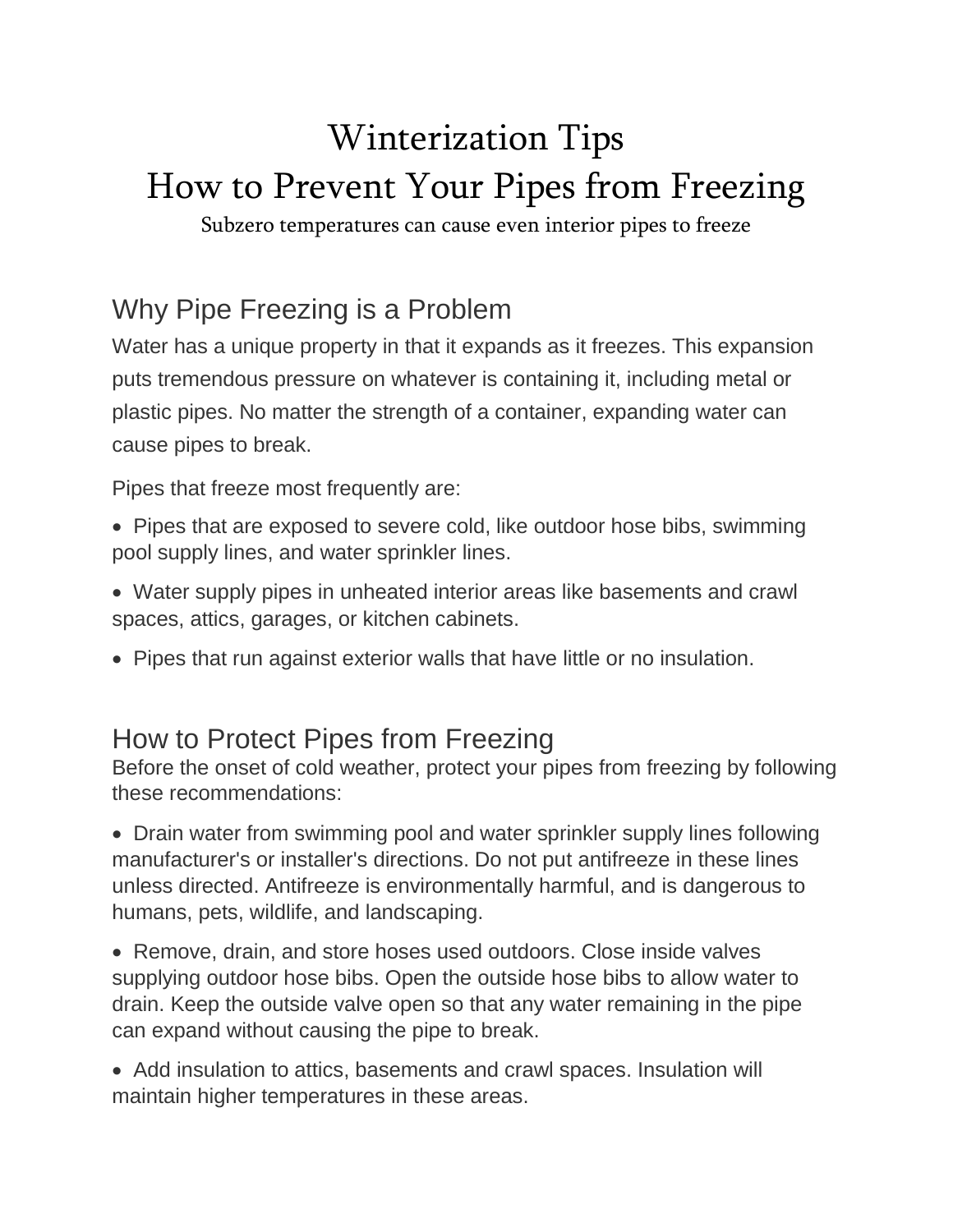# Winterization Tips

# How to Prevent Your Pipes from Freezing

Subzero temperatures can cause even interior pipes to freeze

## Why Pipe Freezing is a Problem

Water has a unique property in that it expands as it freezes. This expansion puts tremendous pressure on whatever is containing it, including metal or plastic pipes. No matter the strength of a container, expanding water can cause pipes to break.

Pipes that freeze most frequently are:

- Pipes that are exposed to severe cold, like outdoor hose bibs, swimming pool supply lines, and water sprinkler lines.
- Water supply pipes in unheated interior areas like basements and crawl spaces, attics, garages, or kitchen cabinets.
- Pipes that run against exterior walls that have little or no insulation.

## How to Protect Pipes from Freezing

Before the onset of cold weather, protect your pipes from freezing by following these recommendations:

- Drain water from swimming pool and water sprinkler supply lines following manufacturer's or installer's directions. Do not put antifreeze in these lines unless directed. Antifreeze is environmentally harmful, and is dangerous to humans, pets, wildlife, and landscaping.
- Remove, drain, and store hoses used outdoors. Close inside valves supplying outdoor hose bibs. Open the outside hose bibs to allow water to drain. Keep the outside valve open so that any water remaining in the pipe can expand without causing the pipe to break.
- Add insulation to attics, basements and crawl spaces. Insulation will maintain higher temperatures in these areas.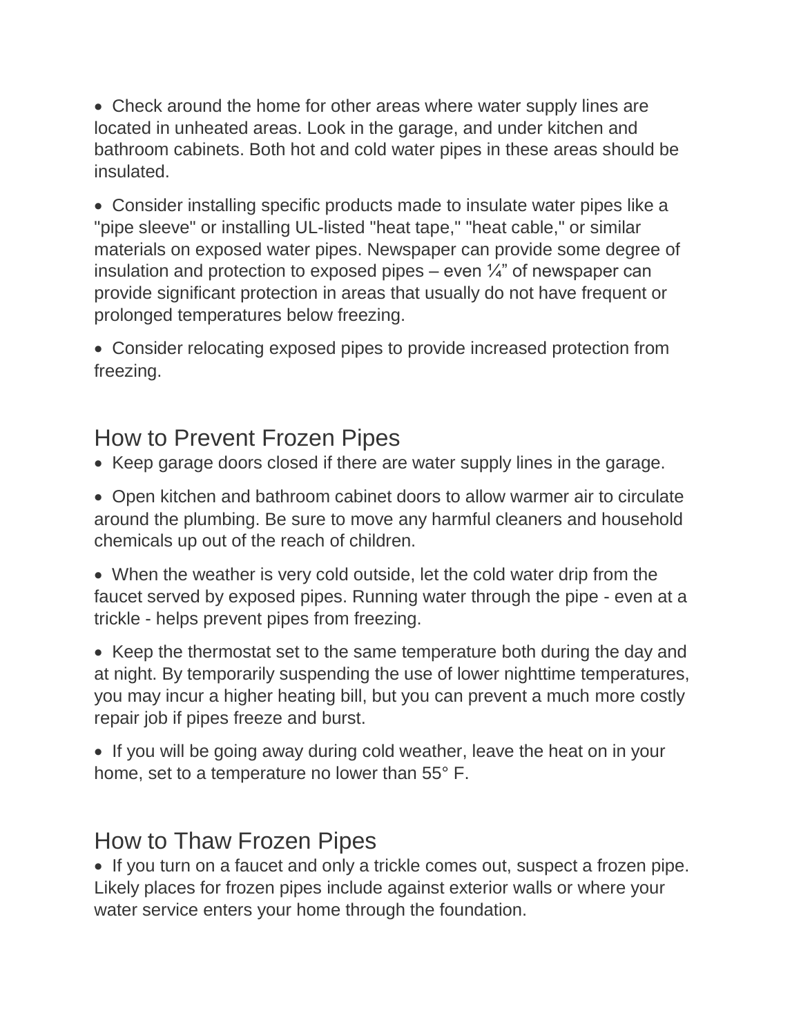- Check around the home for other areas where water supply lines are located in unheated areas. Look in the garage, and under kitchen and bathroom cabinets. Both hot and cold water pipes in these areas should be insulated.
- Consider installing specific products made to insulate water pipes like a "pipe sleeve" or installing UL-listed "heat tape," "heat cable," or similar materials on exposed water pipes. Newspaper can provide some degree of insulation and protection to exposed pipes – even ¼" of newspaper can provide significant protection in areas that usually do not have frequent or prolonged temperatures below freezing.
- Consider relocating exposed pipes to provide increased protection from freezing.

## How to Prevent Frozen Pipes

- Keep garage doors closed if there are water supply lines in the garage.
- Open kitchen and bathroom cabinet doors to allow warmer air to circulate around the plumbing. Be sure to move any harmful cleaners and household chemicals up out of the reach of children.
- When the weather is very cold outside, let the cold water drip from the faucet served by exposed pipes. Running water through the pipe - even at a trickle - helps prevent pipes from freezing.
- Keep the thermostat set to the same temperature both during the day and at night. By temporarily suspending the use of lower nighttime temperatures, you may incur a higher heating bill, but you can prevent a much more costly repair job if pipes freeze and burst.
- If you will be going away during cold weather, leave the heat on in your home, set to a temperature no lower than 55° F.

## How to Thaw Frozen Pipes

- If you turn on a faucet and only a trickle comes out, suspect a frozen pipe. Likely places for frozen pipes include against exterior walls or where your water service enters your home through the foundation.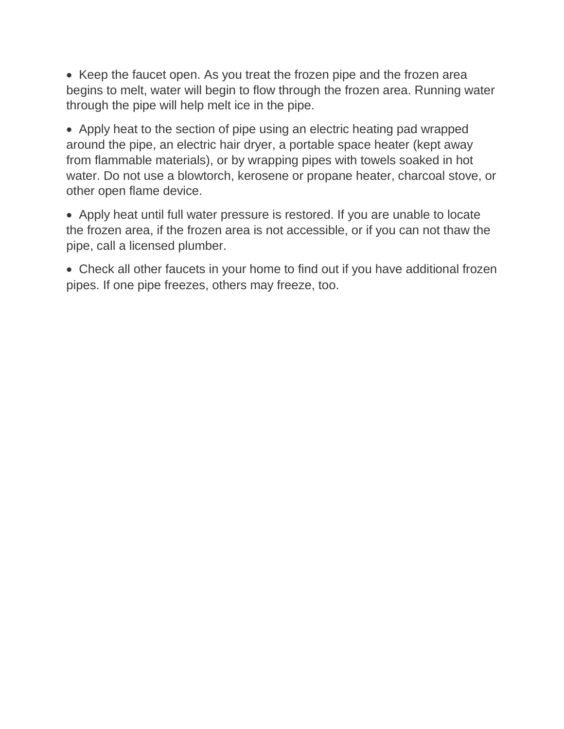- Keep the faucet open. As you treat the frozen pipe and the frozen area begins to melt, water will begin to flow through the frozen area. Running water through the pipe will help melt ice in the pipe.
- Apply heat to the section of pipe using an electric heating pad wrapped around the pipe, an electric hair dryer, a portable space heater (kept away from flammable materials), or by wrapping pipes with towels soaked in hot water. Do not use a blowtorch, kerosene or propane heater, charcoal stove, or other open flame device.
- Apply heat until full water pressure is restored. If you are unable to locate the frozen area, if the frozen area is not accessible, or if you can not thaw the pipe, call a licensed plumber.
- Check all other faucets in your home to find out if you have additional frozen pipes. If one pipe freezes, others may freeze, too.